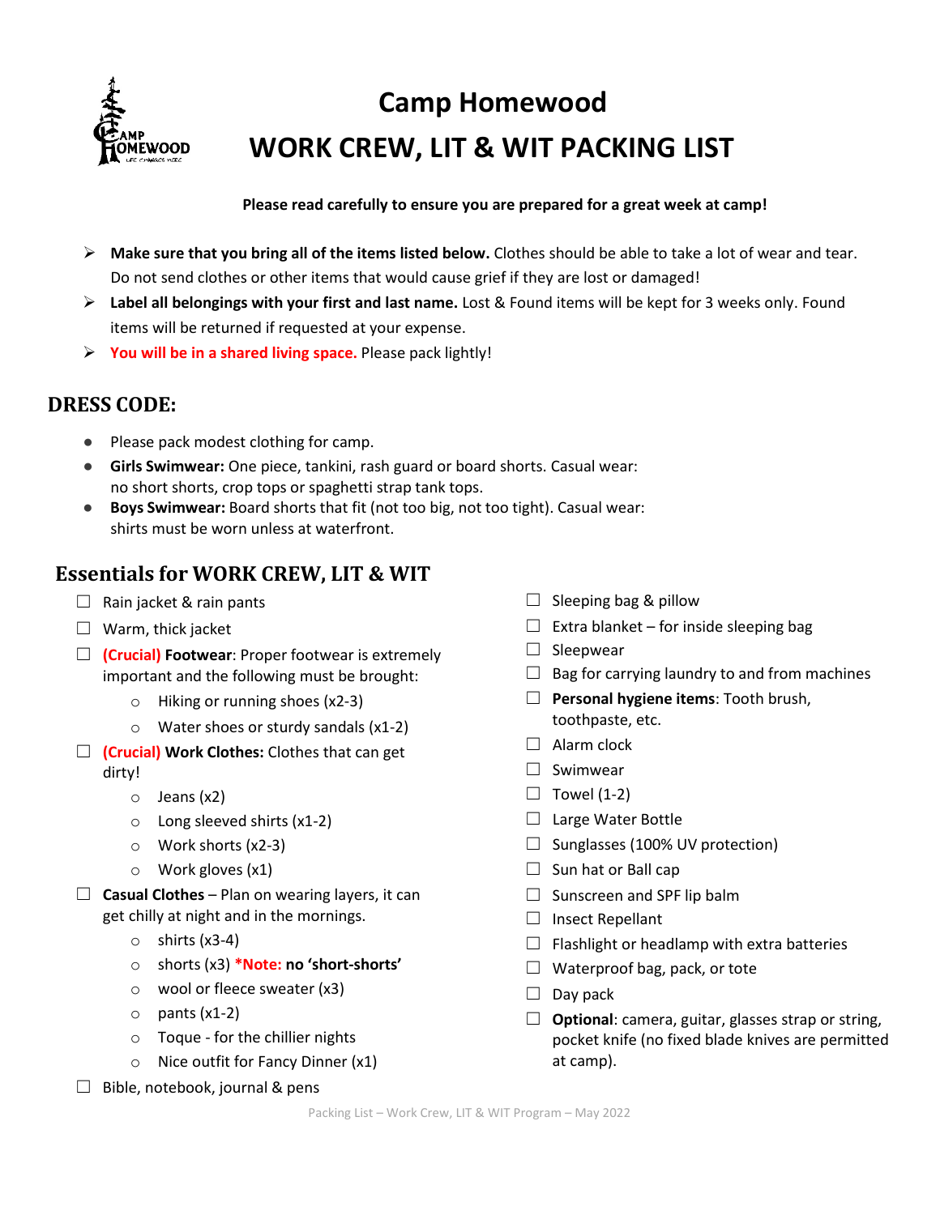# Camp Homewood
# WORK CREW, LIT & WIT PACKING LIST

**Please read carefully to ensure you are prepared for a great week at camp!**

- **Make sure that you bring all of the items listed below.** Clothes should be able to take a lot of wear and tear. Do not send clothes or other items that would cause grief if they are lost or damaged!
- **Label all belongings with your first and last name.** Lost & Found items will be kept for 3 weeks only. Found items will be returned if requested at your expense.
- **You will be in a shared living space.** Please pack lightly!

## DRESS CODE:

- Please pack modest clothing for camp.
- **Girls Swimwear:** One piece, tankini, rash guard or board shorts. Casual wear: no short shorts, crop tops or spaghetti strap tank tops.
- **Boys Swimwear:** Board shorts that fit (not too big, not too tight). Casual wear: shirts must be worn unless at waterfront.

## Essentials for WORK CREW, LIT & WIT

- ☐ Rain jacket & rain pants
- ☐ Warm, thick jacket
- ☐ **(Crucial) Footwear**: Proper footwear is extremely important and the following must be brought:
  - Hiking or running shoes (x2-3)
  - Water shoes or sturdy sandals (x1-2)
- ☐ **(Crucial) Work Clothes:** Clothes that can get dirty!
  - Jeans (x2)
  - Long sleeved shirts (x1-2)
  - Work shorts (x2-3)
  - Work gloves (x1)
- ☐ **Casual Clothes** – Plan on wearing layers, it can get chilly at night and in the mornings.
  - shirts (x3-4)
  - shorts (x3) ***Note: no 'short-shorts'**
  - wool or fleece sweater (x3)
  - pants (x1-2)
  - Toque - for the chillier nights
  - Nice outfit for Fancy Dinner (x1)
- ☐ Bible, notebook, journal & pens
- ☐ Sleeping bag & pillow
- ☐ Extra blanket – for inside sleeping bag
- ☐ Sleepwear
- ☐ Bag for carrying laundry to and from machines
- ☐ **Personal hygiene items**: Tooth brush, toothpaste, etc.
- ☐ Alarm clock
- ☐ Swimwear
- ☐ Towel (1-2)
- ☐ Large Water Bottle
- ☐ Sunglasses (100% UV protection)
- ☐ Sun hat or Ball cap
- ☐ Sunscreen and SPF lip balm
- ☐ Insect Repellant
- ☐ Flashlight or headlamp with extra batteries
- ☐ Waterproof bag, pack, or tote
- ☐ Day pack
- ☐ **Optional**: camera, guitar, glasses strap or string, pocket knife (no fixed blade knives are permitted at camp).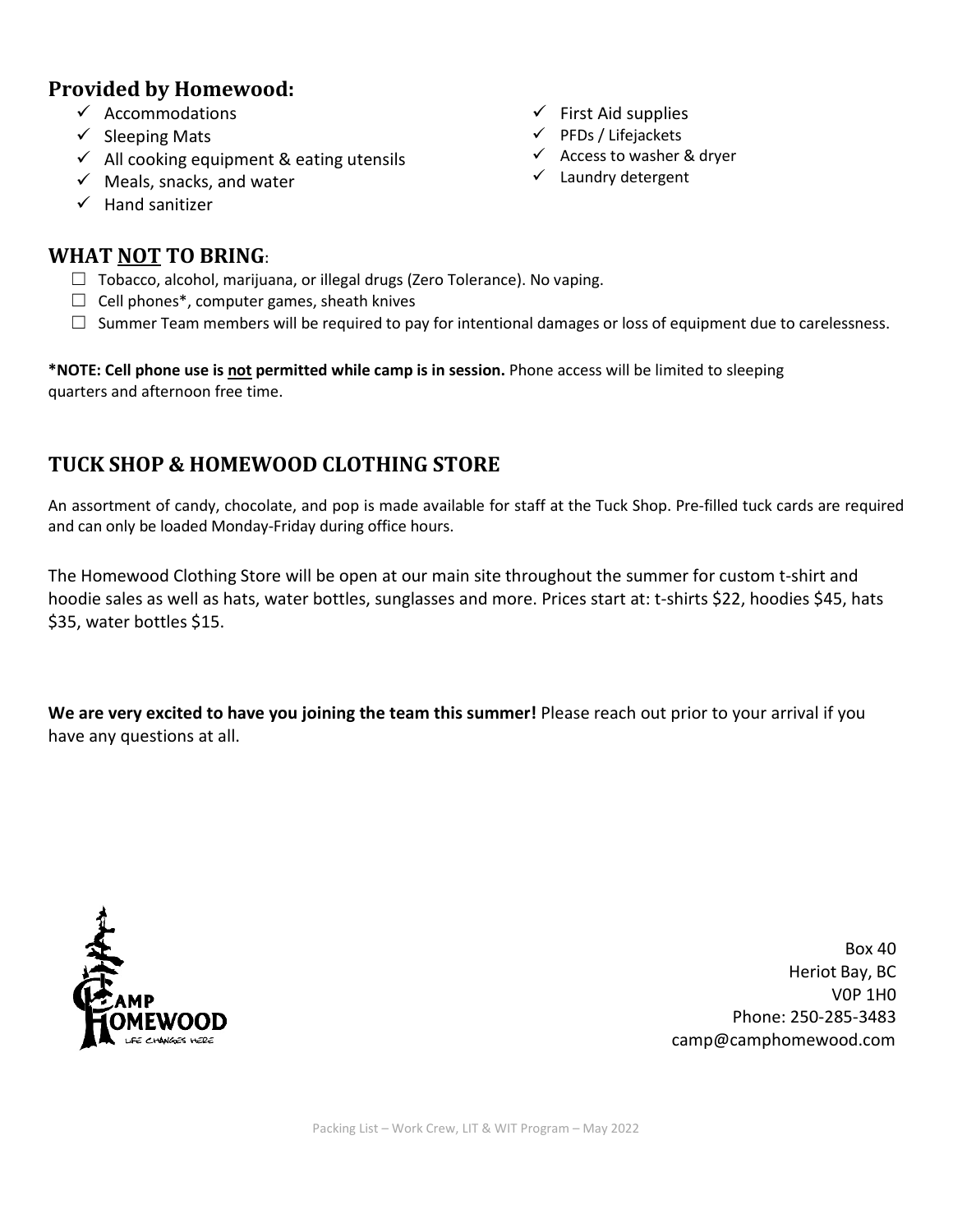## Provided by Homewood:

- ✓ Accommodations
- ✓ Sleeping Mats
- ✓ All cooking equipment & eating utensils
- ✓ Meals, snacks, and water
- ✓ Hand sanitizer
- ✓ First Aid supplies
- ✓ PFDs / Lifejackets
- ✓ Access to washer & dryer
- ✓ Laundry detergent

## WHAT <u>NOT</u> TO BRING:

- ☐ Tobacco, alcohol, marijuana, or illegal drugs (Zero Tolerance). No vaping.
- ☐ Cell phones*, computer games, sheath knives
- ☐ Summer Team members will be required to pay for intentional damages or loss of equipment due to carelessness.

***NOTE: Cell phone use is <u>not</u> permitted while camp is in session.** Phone access will be limited to sleeping quarters and afternoon free time.

## TUCK SHOP & HOMEWOOD CLOTHING STORE

An assortment of candy, chocolate, and pop is made available for staff at the Tuck Shop. Pre-filled tuck cards are required and can only be loaded Monday-Friday during office hours.

The Homewood Clothing Store will be open at our main site throughout the summer for custom t-shirt and hoodie sales as well as hats, water bottles, sunglasses and more. Prices start at: t-shirts $22, hoodies $45, hats $35, water bottles $15.

**We are very excited to have you joining the team this summer!** Please reach out prior to your arrival if you have any questions at all.

CAMP HOMEWOOD
LIFE CHANGES HERE

Box 40
Heriot Bay, BC
V0P 1H0
Phone: 250-285-3483
camp@camphomewood.com